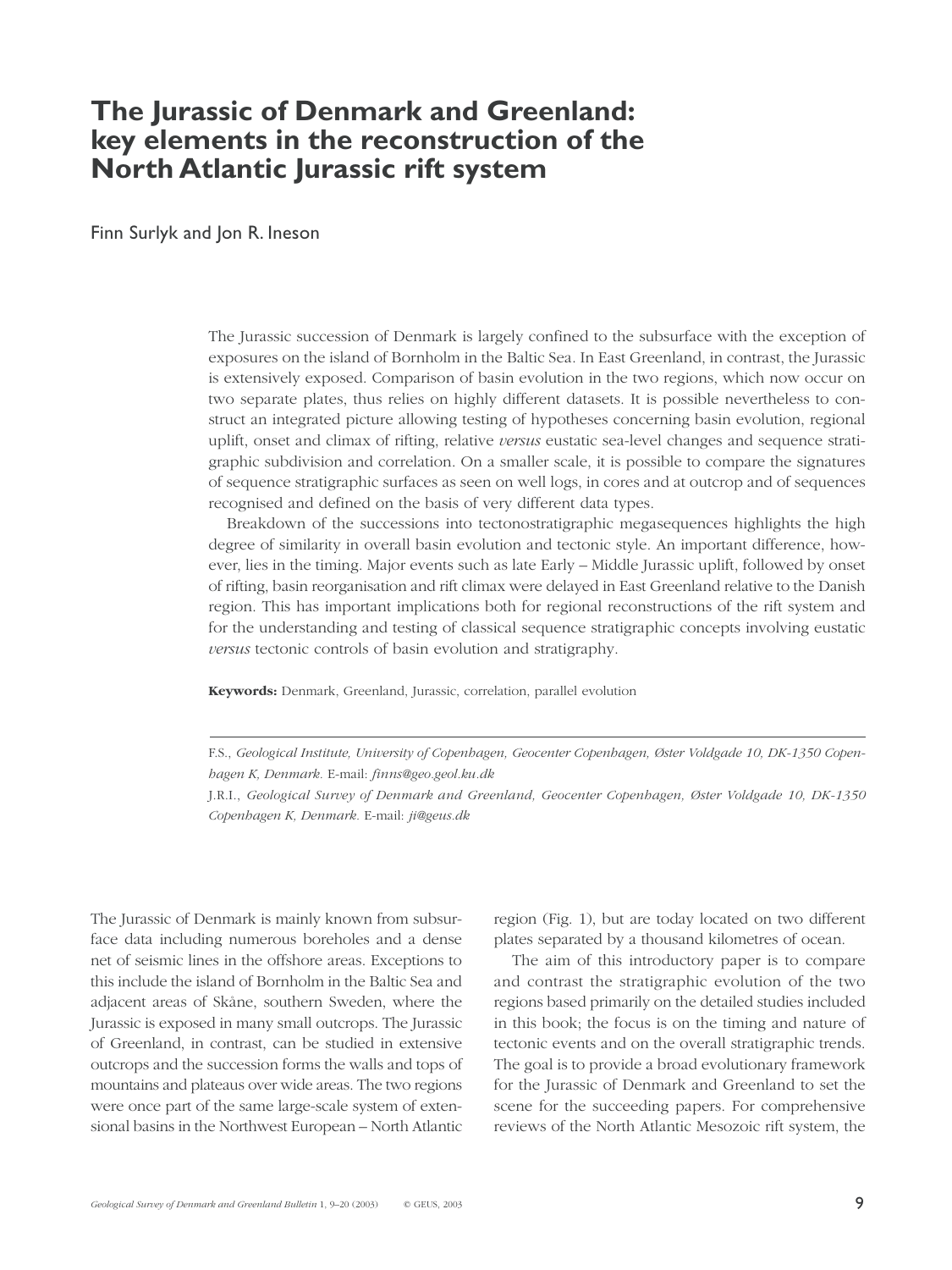# The Jurassic of Denmark and Greenland: key elements in the reconstruction of the North Atlantic Jurassic rift system

Finn Surlyk and Jon R. Ineson

The Jurassic succession of Denmark is largely confined to the subsurface with the exception of exposures on the island of Bornholm in the Baltic Sea. In East Greenland, in contrast, the Jurassic is extensively exposed. Comparison of basin evolution in the two regions, which now occur on two separate plates, thus relies on highly different datasets. It is possible nevertheless to construct an integrated picture allowing testing of hypotheses concerning basin evolution, regional uplift, onset and climax of rifting, relative *versus* eustatic sea-level changes and sequence stratigraphic subdivision and correlation. On a smaller scale, it is possible to compare the signatures of sequence stratigraphic surfaces as seen on well logs, in cores and at outcrop and of sequences recognised and defined on the basis of very different data types.

Breakdown of the successions into tectonostratigraphic megasequences highlights the high degree of similarity in overall basin evolution and tectonic style. An important difference, however, lies in the timing. Major events such as late Early – Middle Jurassic uplift, followed by onset of rifting, basin reorganisation and rift climax were delayed in East Greenland relative to the Danish region. This has important implications both for regional reconstructions of the rift system and for the understanding and testing of classical sequence stratigraphic concepts involving eustatic *versus* tectonic controls of basin evolution and stratigraphy.

**Keywords:** Denmark, Greenland, Jurassic, correlation, parallel evolution

F.S., *Geological Institute, University of Copenhagen, Geocenter Copenhagen, Øster Voldgade 10, DK-1350 Copenhagen K, Denmark.* E-mail: *finns@geo.geol.ku.dk*

J.R.I., *Geological Survey of Denmark and Greenland, Geocenter Copenhagen, Øster Voldgade 10, DK-1350 Copenhagen K, Denmark.* E-mail: *ji@geus.dk*

The Jurassic of Denmark is mainly known from subsurface data including numerous boreholes and a dense net of seismic lines in the offshore areas. Exceptions to this include the island of Bornholm in the Baltic Sea and adjacent areas of Skåne, southern Sweden, where the Jurassic is exposed in many small outcrops. The Jurassic of Greenland, in contrast, can be studied in extensive outcrops and the succession forms the walls and tops of mountains and plateaus over wide areas. The two regions were once part of the same large-scale system of extensional basins in the Northwest European – North Atlantic region (Fig. 1), but are today located on two different plates separated by a thousand kilometres of ocean.

The aim of this introductory paper is to compare and contrast the stratigraphic evolution of the two regions based primarily on the detailed studies included in this book; the focus is on the timing and nature of tectonic events and on the overall stratigraphic trends. The goal is to provide a broad evolutionary framework for the Jurassic of Denmark and Greenland to set the scene for the succeeding papers. For comprehensive reviews of the North Atlantic Mesozoic rift system, the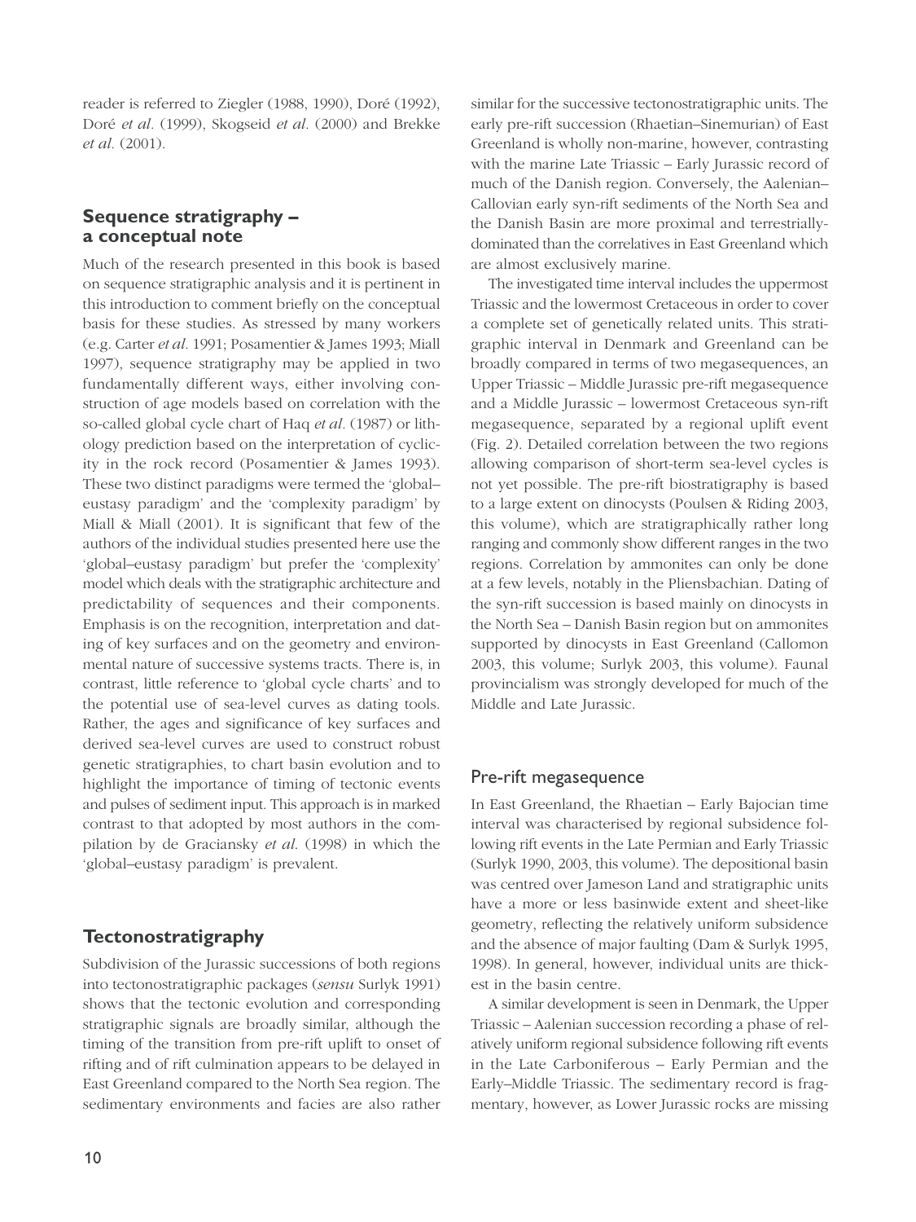reader is referred to Ziegler (1988, 1990), Doré (1992), Doré *et al.* (1999), Skogseid *et al.* (2000) and Brekke *et al.* (2001).

## Sequence stratigraphy – a conceptual note

Much of the research presented in this book is based on sequence stratigraphic analysis and it is pertinent in this introduction to comment briefly on the conceptual basis for these studies. As stressed by many workers (e.g. Carter *et al.* 1991; Posamentier & James 1993; Miall 1997), sequence stratigraphy may be applied in two fundamentally different ways, either involving construction of age models based on correlation with the so-called global cycle chart of Haq *et al.* (1987) or lithology prediction based on the interpretation of cyclicity in the rock record (Posamentier & James 1993). These two distinct paradigms were termed the 'global–eustasy paradigm' and the 'complexity paradigm' by Miall & Miall (2001). It is significant that few of the authors of the individual studies presented here use the 'global–eustasy paradigm' but prefer the 'complexity' model which deals with the stratigraphic architecture and predictability of sequences and their components. Emphasis is on the recognition, interpretation and dating of key surfaces and on the geometry and environmental nature of successive systems tracts. There is, in contrast, little reference to 'global cycle charts' and to the potential use of sea-level curves as dating tools. Rather, the ages and significance of key surfaces and derived sea-level curves are used to construct robust genetic stratigraphies, to chart basin evolution and to highlight the importance of timing of tectonic events and pulses of sediment input. This approach is in marked contrast to that adopted by most authors in the compilation by de Graciansky *et al.* (1998) in which the 'global–eustasy paradigm' is prevalent.

## Tectonostratigraphy

Subdivision of the Jurassic successions of both regions into tectonostratigraphic packages (*sensu* Surlyk 1991) shows that the tectonic evolution and corresponding stratigraphic signals are broadly similar, although the timing of the transition from pre-rift uplift to onset of rifting and of rift culmination appears to be delayed in East Greenland compared to the North Sea region. The sedimentary environments and facies are also rather similar for the successive tectonostratigraphic units. The early pre-rift succession (Rhaetian–Sinemurian) of East Greenland is wholly non-marine, however, contrasting with the marine Late Triassic – Early Jurassic record of much of the Danish region. Conversely, the Aalenian–Callovian early syn-rift sediments of the North Sea and the Danish Basin are more proximal and terrestrially-dominated than the correlatives in East Greenland which are almost exclusively marine.

The investigated time interval includes the uppermost Triassic and the lowermost Cretaceous in order to cover a complete set of genetically related units. This stratigraphic interval in Denmark and Greenland can be broadly compared in terms of two megasequences, an Upper Triassic – Middle Jurassic pre-rift megasequence and a Middle Jurassic – lowermost Cretaceous syn-rift megasequence, separated by a regional uplift event (Fig. 2). Detailed correlation between the two regions allowing comparison of short-term sea-level cycles is not yet possible. The pre-rift biostratigraphy is based to a large extent on dinocysts (Poulsen & Riding 2003, this volume), which are stratigraphically rather long ranging and commonly show different ranges in the two regions. Correlation by ammonites can only be done at a few levels, notably in the Pliensbachian. Dating of the syn-rift succession is based mainly on dinocysts in the North Sea – Danish Basin region but on ammonites supported by dinocysts in East Greenland (Callomon 2003, this volume; Surlyk 2003, this volume). Faunal provincialism was strongly developed for much of the Middle and Late Jurassic.

### Pre-rift megasequence

In East Greenland, the Rhaetian – Early Bajocian time interval was characterised by regional subsidence following rift events in the Late Permian and Early Triassic (Surlyk 1990, 2003, this volume). The depositional basin was centred over Jameson Land and stratigraphic units have a more or less basinwide extent and sheet-like geometry, reflecting the relatively uniform subsidence and the absence of major faulting (Dam & Surlyk 1995, 1998). In general, however, individual units are thickest in the basin centre.

A similar development is seen in Denmark, the Upper Triassic – Aalenian succession recording a phase of relatively uniform regional subsidence following rift events in the Late Carboniferous – Early Permian and the Early–Middle Triassic. The sedimentary record is fragmentary, however, as Lower Jurassic rocks are missing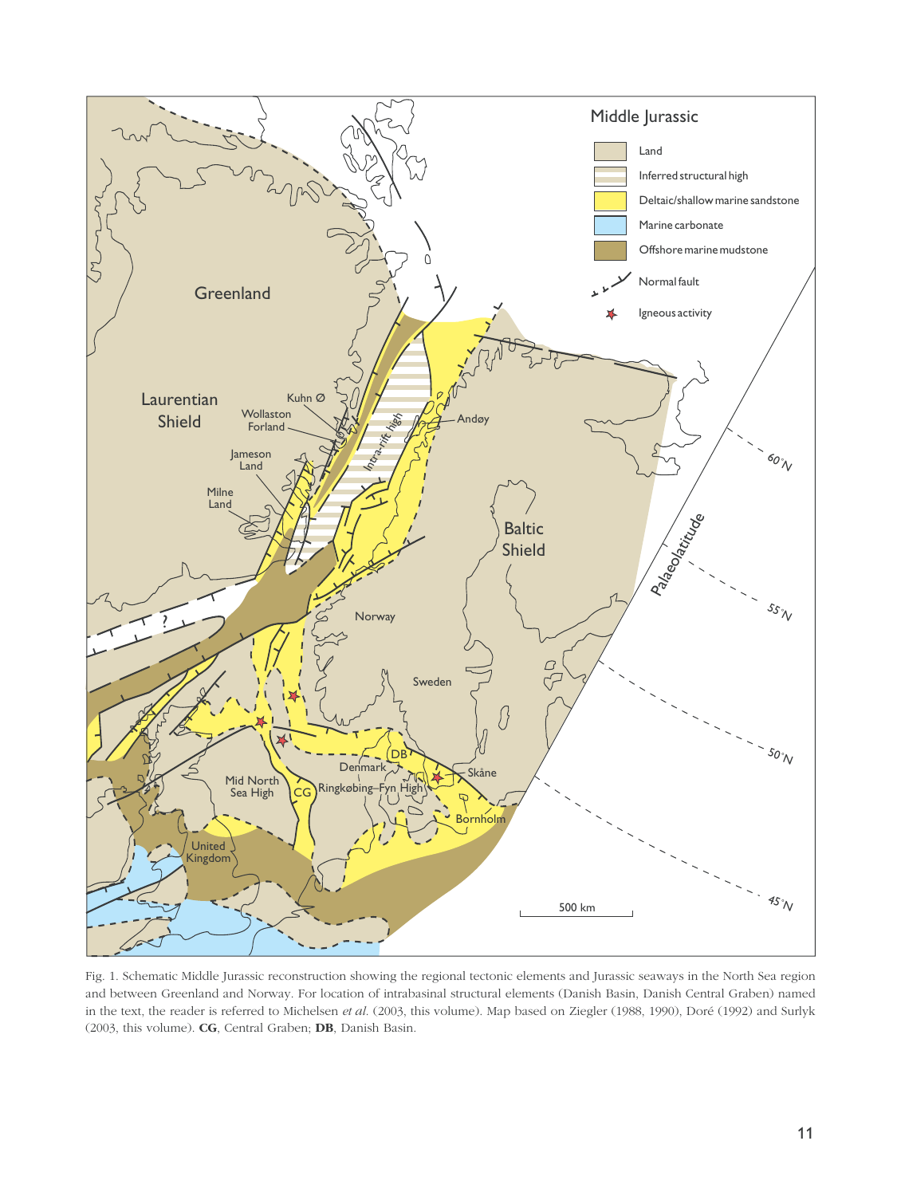Fig. 1. Schematic Middle Jurassic reconstruction showing the regional tectonic elements and Jurassic seaways in the North Sea region and between Greenland and Norway. For location of intrabasinal structural elements (Danish Basin, Danish Central Graben) named in the text, the reader is referred to Michelsen *et al.* (2003, this volume). Map based on Ziegler (1988, 1990), Doré (1992) and Surlyk (2003, this volume). **CG**, Central Graben; **DB**, Danish Basin.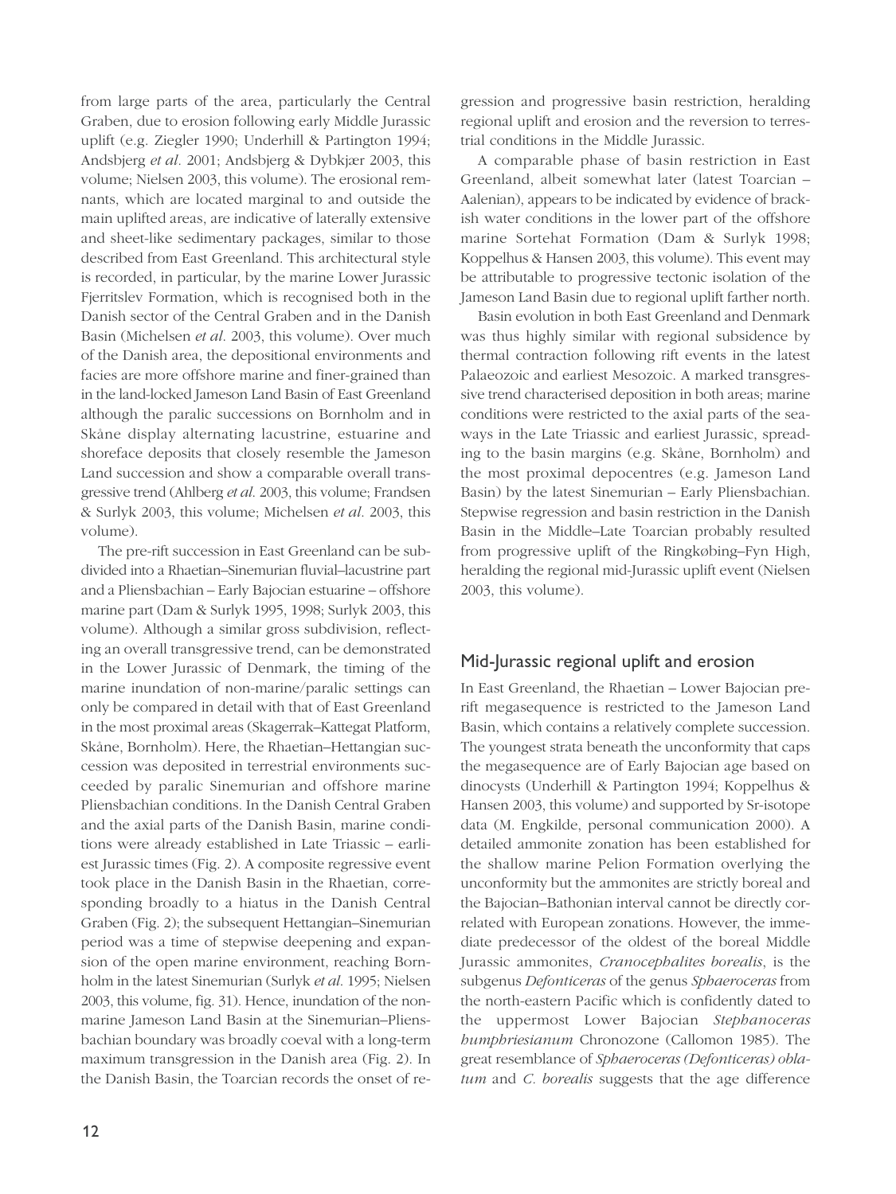from large parts of the area, particularly the Central Graben, due to erosion following early Middle Jurassic uplift (e.g. Ziegler 1990; Underhill & Partington 1994; Andsbjerg *et al.* 2001; Andsbjerg & Dybkjær 2003, this volume; Nielsen 2003, this volume). The erosional remnants, which are located marginal to and outside the main uplifted areas, are indicative of laterally extensive and sheet-like sedimentary packages, similar to those described from East Greenland. This architectural style is recorded, in particular, by the marine Lower Jurassic Fjerritslev Formation, which is recognised both in the Danish sector of the Central Graben and in the Danish Basin (Michelsen *et al.* 2003, this volume). Over much of the Danish area, the depositional environments and facies are more offshore marine and finer-grained than in the land-locked Jameson Land Basin of East Greenland although the paralic successions on Bornholm and in Skåne display alternating lacustrine, estuarine and shoreface deposits that closely resemble the Jameson Land succession and show a comparable overall transgressive trend (Ahlberg *et al.* 2003, this volume; Frandsen & Surlyk 2003, this volume; Michelsen *et al.* 2003, this volume).

The pre-rift succession in East Greenland can be subdivided into a Rhaetian–Sinemurian fluvial–lacustrine part and a Pliensbachian – Early Bajocian estuarine – offshore marine part (Dam & Surlyk 1995, 1998; Surlyk 2003, this volume). Although a similar gross subdivision, reflecting an overall transgressive trend, can be demonstrated in the Lower Jurassic of Denmark, the timing of the marine inundation of non-marine/paralic settings can only be compared in detail with that of East Greenland in the most proximal areas (Skagerrak–Kattegat Platform, Skåne, Bornholm). Here, the Rhaetian–Hettangian succession was deposited in terrestrial environments succeeded by paralic Sinemurian and offshore marine Pliensbachian conditions. In the Danish Central Graben and the axial parts of the Danish Basin, marine conditions were already established in Late Triassic – earliest Jurassic times (Fig. 2). A composite regressive event took place in the Danish Basin in the Rhaetian, corresponding broadly to a hiatus in the Danish Central Graben (Fig. 2); the subsequent Hettangian–Sinemurian period was a time of stepwise deepening and expansion of the open marine environment, reaching Bornholm in the latest Sinemurian (Surlyk *et al.* 1995; Nielsen 2003, this volume, fig. 31). Hence, inundation of the non-marine Jameson Land Basin at the Sinemurian–Pliensbachian boundary was broadly coeval with a long-term maximum transgression in the Danish area (Fig. 2). In the Danish Basin, the Toarcian records the onset of regression and progressive basin restriction, heralding regional uplift and erosion and the reversion to terrestrial conditions in the Middle Jurassic.

A comparable phase of basin restriction in East Greenland, albeit somewhat later (latest Toarcian – Aalenian), appears to be indicated by evidence of brackish water conditions in the lower part of the offshore marine Sortehat Formation (Dam & Surlyk 1998; Koppelhus & Hansen 2003, this volume). This event may be attributable to progressive tectonic isolation of the Jameson Land Basin due to regional uplift farther north.

Basin evolution in both East Greenland and Denmark was thus highly similar with regional subsidence by thermal contraction following rift events in the latest Palaeozoic and earliest Mesozoic. A marked transgressive trend characterised deposition in both areas; marine conditions were restricted to the axial parts of the seaways in the Late Triassic and earliest Jurassic, spreading to the basin margins (e.g. Skåne, Bornholm) and the most proximal depocentres (e.g. Jameson Land Basin) by the latest Sinemurian – Early Pliensbachian. Stepwise regression and basin restriction in the Danish Basin in the Middle–Late Toarcian probably resulted from progressive uplift of the Ringkøbing–Fyn High, heralding the regional mid-Jurassic uplift event (Nielsen 2003, this volume).

## Mid-Jurassic regional uplift and erosion

In East Greenland, the Rhaetian – Lower Bajocian pre-rift megasequence is restricted to the Jameson Land Basin, which contains a relatively complete succession. The youngest strata beneath the unconformity that caps the megasequence are of Early Bajocian age based on dinocysts (Underhill & Partington 1994; Koppelhus & Hansen 2003, this volume) and supported by Sr-isotope data (M. Engkilde, personal communication 2000). A detailed ammonite zonation has been established for the shallow marine Pelion Formation overlying the unconformity but the ammonites are strictly boreal and the Bajocian–Bathonian interval cannot be directly correlated with European zonations. However, the immediate predecessor of the oldest of the boreal Middle Jurassic ammonites, *Cranocephalites borealis*, is the subgenus *Defonticeras* of the genus *Sphaeroceras* from the north-eastern Pacific which is confidently dated to the uppermost Lower Bajocian *Stephanoceras humphriesianum* Chronozone (Callomon 1985). The great resemblance of *Sphaeroceras (Defonticeras) oblatum* and *C. borealis* suggests that the age difference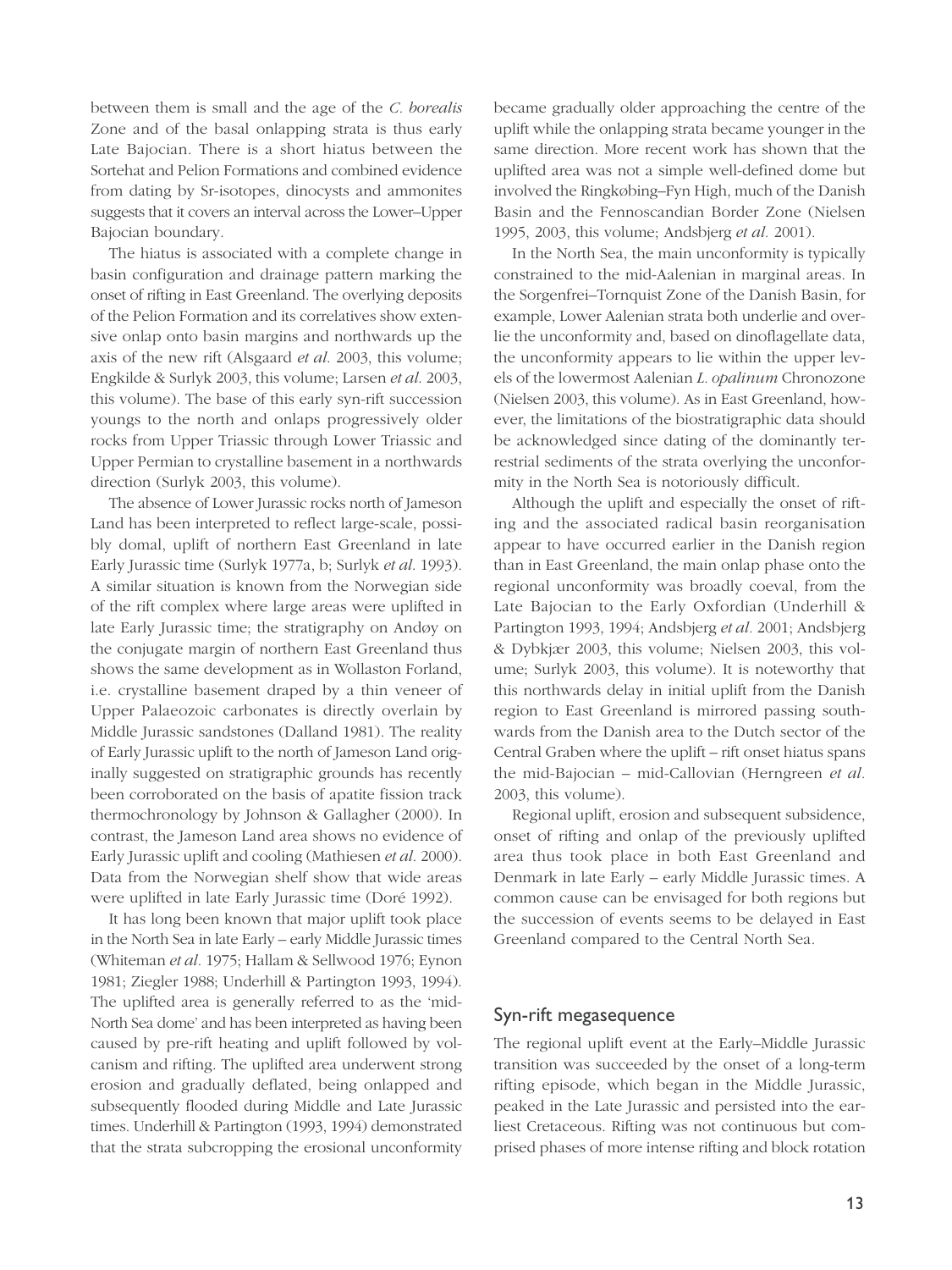between them is small and the age of the *C. borealis* Zone and of the basal onlapping strata is thus early Late Bajocian. There is a short hiatus between the Sortehat and Pelion Formations and combined evidence from dating by Sr-isotopes, dinocysts and ammonites suggests that it covers an interval across the Lower–Upper Bajocian boundary.

The hiatus is associated with a complete change in basin configuration and drainage pattern marking the onset of rifting in East Greenland. The overlying deposits of the Pelion Formation and its correlatives show extensive onlap onto basin margins and northwards up the axis of the new rift (Alsgaard *et al.* 2003, this volume; Engkilde & Surlyk 2003, this volume; Larsen *et al.* 2003, this volume). The base of this early syn-rift succession youngs to the north and onlaps progressively older rocks from Upper Triassic through Lower Triassic and Upper Permian to crystalline basement in a northwards direction (Surlyk 2003, this volume).

The absence of Lower Jurassic rocks north of Jameson Land has been interpreted to reflect large-scale, possibly domal, uplift of northern East Greenland in late Early Jurassic time (Surlyk 1977a, b; Surlyk *et al.* 1993). A similar situation is known from the Norwegian side of the rift complex where large areas were uplifted in late Early Jurassic time; the stratigraphy on Andøy on the conjugate margin of northern East Greenland thus shows the same development as in Wollaston Forland, i.e. crystalline basement draped by a thin veneer of Upper Palaeozoic carbonates is directly overlain by Middle Jurassic sandstones (Dalland 1981). The reality of Early Jurassic uplift to the north of Jameson Land originally suggested on stratigraphic grounds has recently been corroborated on the basis of apatite fission track thermochronology by Johnson & Gallagher (2000). In contrast, the Jameson Land area shows no evidence of Early Jurassic uplift and cooling (Mathiesen *et al.* 2000). Data from the Norwegian shelf show that wide areas were uplifted in late Early Jurassic time (Doré 1992).

It has long been known that major uplift took place in the North Sea in late Early – early Middle Jurassic times (Whiteman *et al.* 1975; Hallam & Sellwood 1976; Eynon 1981; Ziegler 1988; Underhill & Partington 1993, 1994). The uplifted area is generally referred to as the 'mid-North Sea dome' and has been interpreted as having been caused by pre-rift heating and uplift followed by volcanism and rifting. The uplifted area underwent strong erosion and gradually deflated, being onlapped and subsequently flooded during Middle and Late Jurassic times. Underhill & Partington (1993, 1994) demonstrated that the strata subcropping the erosional unconformity became gradually older approaching the centre of the uplift while the onlapping strata became younger in the same direction. More recent work has shown that the uplifted area was not a simple well-defined dome but involved the Ringkøbing–Fyn High, much of the Danish Basin and the Fennoscandian Border Zone (Nielsen 1995, 2003, this volume; Andsbjerg *et al.* 2001).

In the North Sea, the main unconformity is typically constrained to the mid-Aalenian in marginal areas. In the Sorgenfrei–Tornquist Zone of the Danish Basin, for example, Lower Aalenian strata both underlie and overlie the unconformity and, based on dinoflagellate data, the unconformity appears to lie within the upper levels of the lowermost Aalenian *L. opalinum* Chronozone (Nielsen 2003, this volume). As in East Greenland, however, the limitations of the biostratigraphic data should be acknowledged since dating of the dominantly terrestrial sediments of the strata overlying the unconformity in the North Sea is notoriously difficult.

Although the uplift and especially the onset of rifting and the associated radical basin reorganisation appear to have occurred earlier in the Danish region than in East Greenland, the main onlap phase onto the regional unconformity was broadly coeval, from the Late Bajocian to the Early Oxfordian (Underhill & Partington 1993, 1994; Andsbjerg *et al.* 2001; Andsbjerg & Dybkjær 2003, this volume; Nielsen 2003, this volume; Surlyk 2003, this volume). It is noteworthy that this northwards delay in initial uplift from the Danish region to East Greenland is mirrored passing southwards from the Danish area to the Dutch sector of the Central Graben where the uplift – rift onset hiatus spans the mid-Bajocian – mid-Callovian (Herngreen *et al.* 2003, this volume).

Regional uplift, erosion and subsequent subsidence, onset of rifting and onlap of the previously uplifted area thus took place in both East Greenland and Denmark in late Early – early Middle Jurassic times. A common cause can be envisaged for both regions but the succession of events seems to be delayed in East Greenland compared to the Central North Sea.

## Syn-rift megasequence

The regional uplift event at the Early–Middle Jurassic transition was succeeded by the onset of a long-term rifting episode, which began in the Middle Jurassic, peaked in the Late Jurassic and persisted into the earliest Cretaceous. Rifting was not continuous but comprised phases of more intense rifting and block rotation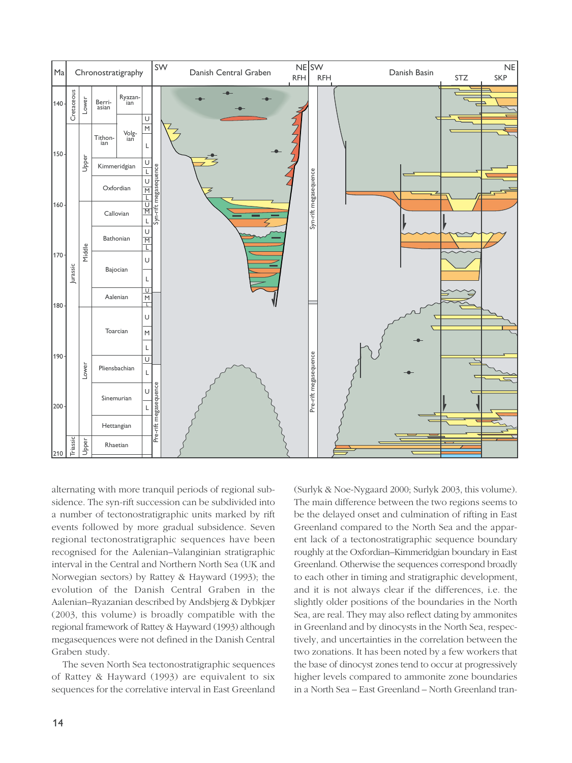alternating with more tranquil periods of regional subsidence. The syn-rift succession can be subdivided into a number of tectonostratigraphic units marked by rift events followed by more gradual subsidence. Seven regional tectonostratigraphic sequences have been recognised for the Aalenian–Valanginian stratigraphic interval in the Central and Northern North Sea (UK and Norwegian sectors) by Rattey & Hayward (1993); the evolution of the Danish Central Graben in the Aalenian–Ryazanian described by Andsbjerg & Dybkjær (2003, this volume) is broadly compatible with the regional framework of Rattey & Hayward (1993) although megasequences were not defined in the Danish Central Graben study.

The seven North Sea tectonostratigraphic sequences of Rattey & Hayward (1993) are equivalent to six sequences for the correlative interval in East Greenland (Surlyk & Noe-Nygaard 2000; Surlyk 2003, this volume). The main difference between the two regions seems to be the delayed onset and culmination of rifting in East Greenland compared to the North Sea and the apparent lack of a tectonostratigraphic sequence boundary roughly at the Oxfordian–Kimmeridgian boundary in East Greenland. Otherwise the sequences correspond broadly to each other in timing and stratigraphic development, and it is not always clear if the differences, i.e. the slightly older positions of the boundaries in the North Sea, are real. They may also reflect dating by ammonites in Greenland and by dinocysts in the North Sea, respectively, and uncertainties in the correlation between the two zonations. It has been noted by a few workers that the base of dinocyst zones tend to occur at progressively higher levels compared to ammonite zone boundaries in a North Sea – East Greenland – North Greenland tran-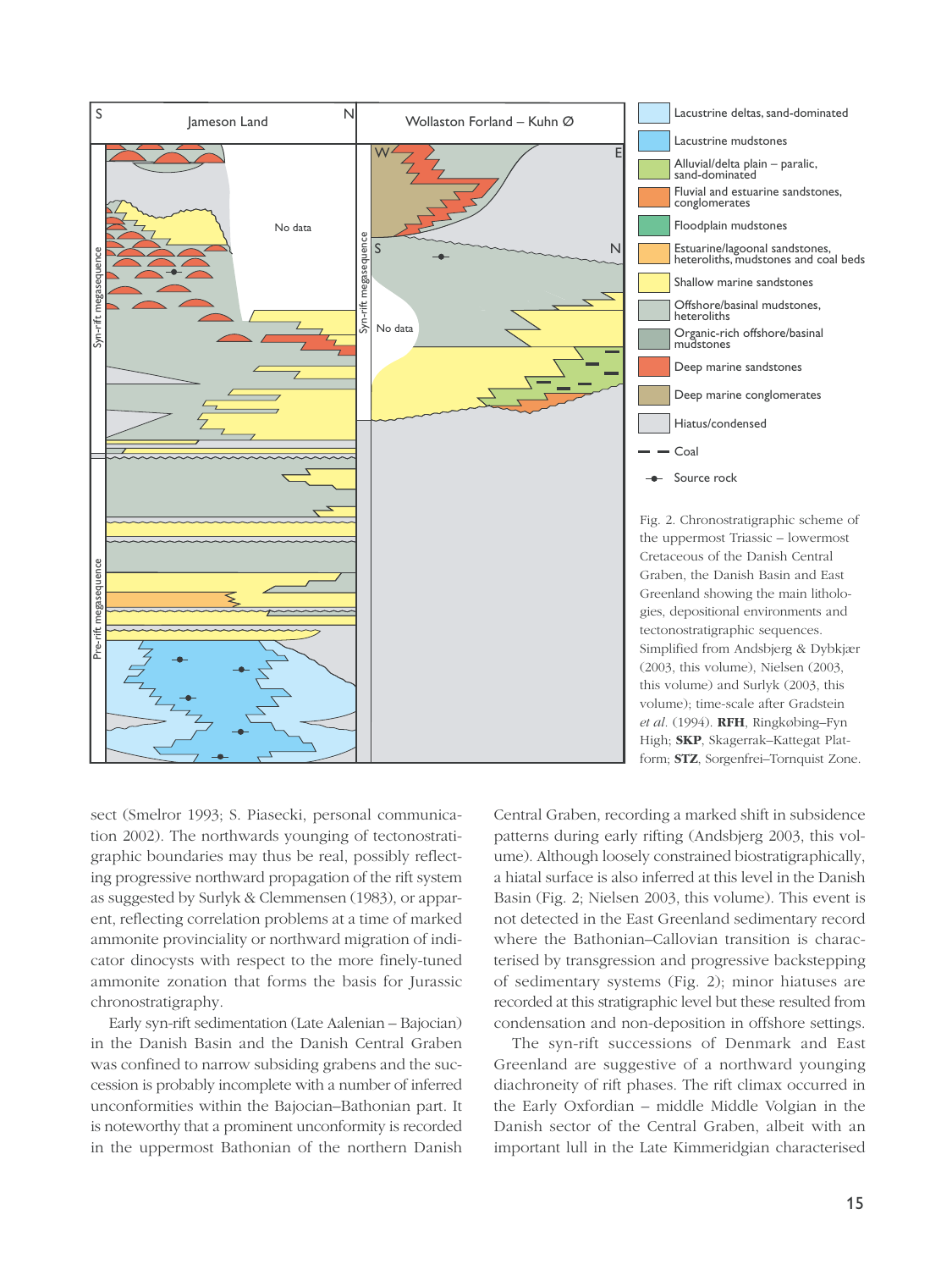Fig. 2. Chronostratigraphic scheme of the uppermost Triassic – lowermost Cretaceous of the Danish Central Graben, the Danish Basin and East Greenland showing the main lithologies, depositional environments and tectonostratigraphic sequences. Simplified from Andsbjerg & Dybkjær (2003, this volume), Nielsen (2003, this volume) and Surlyk (2003, this volume); time-scale after Gradstein *et al.* (1994). **RFH**, Ringkøbing–Fyn High; **SKP**, Skagerrak–Kattegat Platform; **STZ**, Sorgenfrei–Tornquist Zone.

sect (Smelror 1993; S. Piasecki, personal communication 2002). The northwards younging of tectonostratigraphic boundaries may thus be real, possibly reflecting progressive northward propagation of the rift system as suggested by Surlyk & Clemmensen (1983), or apparent, reflecting correlation problems at a time of marked ammonite provinciality or northward migration of indicator dinocysts with respect to the more finely-tuned ammonite zonation that forms the basis for Jurassic chronostratigraphy.

Early syn-rift sedimentation (Late Aalenian – Bajocian) in the Danish Basin and the Danish Central Graben was confined to narrow subsiding grabens and the succession is probably incomplete with a number of inferred unconformities within the Bajocian–Bathonian part. It is noteworthy that a prominent unconformity is recorded in the uppermost Bathonian of the northern Danish Central Graben, recording a marked shift in subsidence patterns during early rifting (Andsbjerg 2003, this volume). Although loosely constrained biostratigraphically, a hiatal surface is also inferred at this level in the Danish Basin (Fig. 2; Nielsen 2003, this volume). This event is not detected in the East Greenland sedimentary record where the Bathonian–Callovian transition is characterised by transgression and progressive backstepping of sedimentary systems (Fig. 2); minor hiatuses are recorded at this stratigraphic level but these resulted from condensation and non-deposition in offshore settings.

The syn-rift successions of Denmark and East Greenland are suggestive of a northward younging diachroneity of rift phases. The rift climax occurred in the Early Oxfordian – middle Middle Volgian in the Danish sector of the Central Graben, albeit with an important lull in the Late Kimmeridgian characterised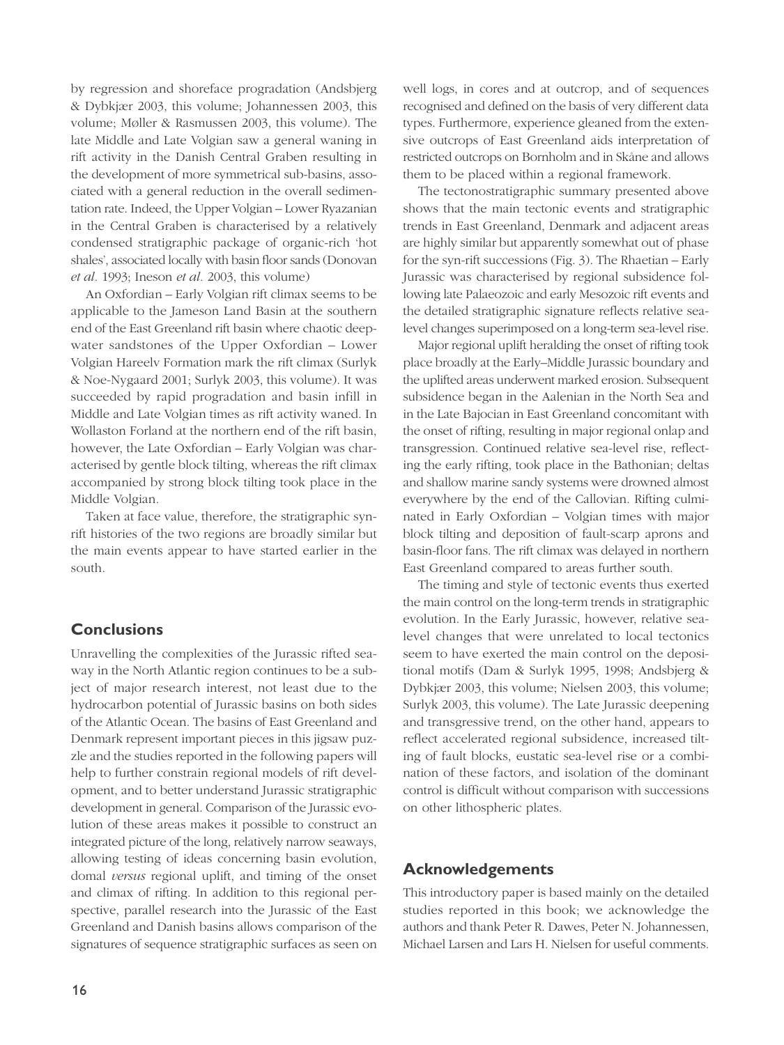by regression and shoreface progradation (Andsbjerg & Dybkjær 2003, this volume; Johannessen 2003, this volume; Møller & Rasmussen 2003, this volume). The late Middle and Late Volgian saw a general waning in rift activity in the Danish Central Graben resulting in the development of more symmetrical sub-basins, associated with a general reduction in the overall sedimentation rate. Indeed, the Upper Volgian – Lower Ryazanian in the Central Graben is characterised by a relatively condensed stratigraphic package of organic-rich 'hot shales', associated locally with basin floor sands (Donovan *et al.* 1993; Ineson *et al.* 2003, this volume)

An Oxfordian – Early Volgian rift climax seems to be applicable to the Jameson Land Basin at the southern end of the East Greenland rift basin where chaotic deep-water sandstones of the Upper Oxfordian – Lower Volgian Hareelv Formation mark the rift climax (Surlyk & Noe-Nygaard 2001; Surlyk 2003, this volume). It was succeeded by rapid progradation and basin infill in Middle and Late Volgian times as rift activity waned. In Wollaston Forland at the northern end of the rift basin, however, the Late Oxfordian – Early Volgian was characterised by gentle block tilting, whereas the rift climax accompanied by strong block tilting took place in the Middle Volgian.

Taken at face value, therefore, the stratigraphic syn-rift histories of the two regions are broadly similar but the main events appear to have started earlier in the south.

## Conclusions

Unravelling the complexities of the Jurassic rifted seaway in the North Atlantic region continues to be a subject of major research interest, not least due to the hydrocarbon potential of Jurassic basins on both sides of the Atlantic Ocean. The basins of East Greenland and Denmark represent important pieces in this jigsaw puzzle and the studies reported in the following papers will help to further constrain regional models of rift development, and to better understand Jurassic stratigraphic development in general. Comparison of the Jurassic evolution of these areas makes it possible to construct an integrated picture of the long, relatively narrow seaways, allowing testing of ideas concerning basin evolution, domal *versus* regional uplift, and timing of the onset and climax of rifting. In addition to this regional perspective, parallel research into the Jurassic of the East Greenland and Danish basins allows comparison of the signatures of sequence stratigraphic surfaces as seen on well logs, in cores and at outcrop, and of sequences recognised and defined on the basis of very different data types. Furthermore, experience gleaned from the extensive outcrops of East Greenland aids interpretation of restricted outcrops on Bornholm and in Skåne and allows them to be placed within a regional framework.

The tectonostratigraphic summary presented above shows that the main tectonic events and stratigraphic trends in East Greenland, Denmark and adjacent areas are highly similar but apparently somewhat out of phase for the syn-rift successions (Fig. 3). The Rhaetian – Early Jurassic was characterised by regional subsidence following late Palaeozoic and early Mesozoic rift events and the detailed stratigraphic signature reflects relative sea-level changes superimposed on a long-term sea-level rise.

Major regional uplift heralding the onset of rifting took place broadly at the Early–Middle Jurassic boundary and the uplifted areas underwent marked erosion. Subsequent subsidence began in the Aalenian in the North Sea and in the Late Bajocian in East Greenland concomitant with the onset of rifting, resulting in major regional onlap and transgression. Continued relative sea-level rise, reflecting the early rifting, took place in the Bathonian; deltas and shallow marine sandy systems were drowned almost everywhere by the end of the Callovian. Rifting culminated in Early Oxfordian – Volgian times with major block tilting and deposition of fault-scarp aprons and basin-floor fans. The rift climax was delayed in northern East Greenland compared to areas further south.

The timing and style of tectonic events thus exerted the main control on the long-term trends in stratigraphic evolution. In the Early Jurassic, however, relative sea-level changes that were unrelated to local tectonics seem to have exerted the main control on the depositional motifs (Dam & Surlyk 1995, 1998; Andsbjerg & Dybkjær 2003, this volume; Nielsen 2003, this volume; Surlyk 2003, this volume). The Late Jurassic deepening and transgressive trend, on the other hand, appears to reflect accelerated regional subsidence, increased tilting of fault blocks, eustatic sea-level rise or a combination of these factors, and isolation of the dominant control is difficult without comparison with successions on other lithospheric plates.

## Acknowledgements

This introductory paper is based mainly on the detailed studies reported in this book; we acknowledge the authors and thank Peter R. Dawes, Peter N. Johannessen, Michael Larsen and Lars H. Nielsen for useful comments.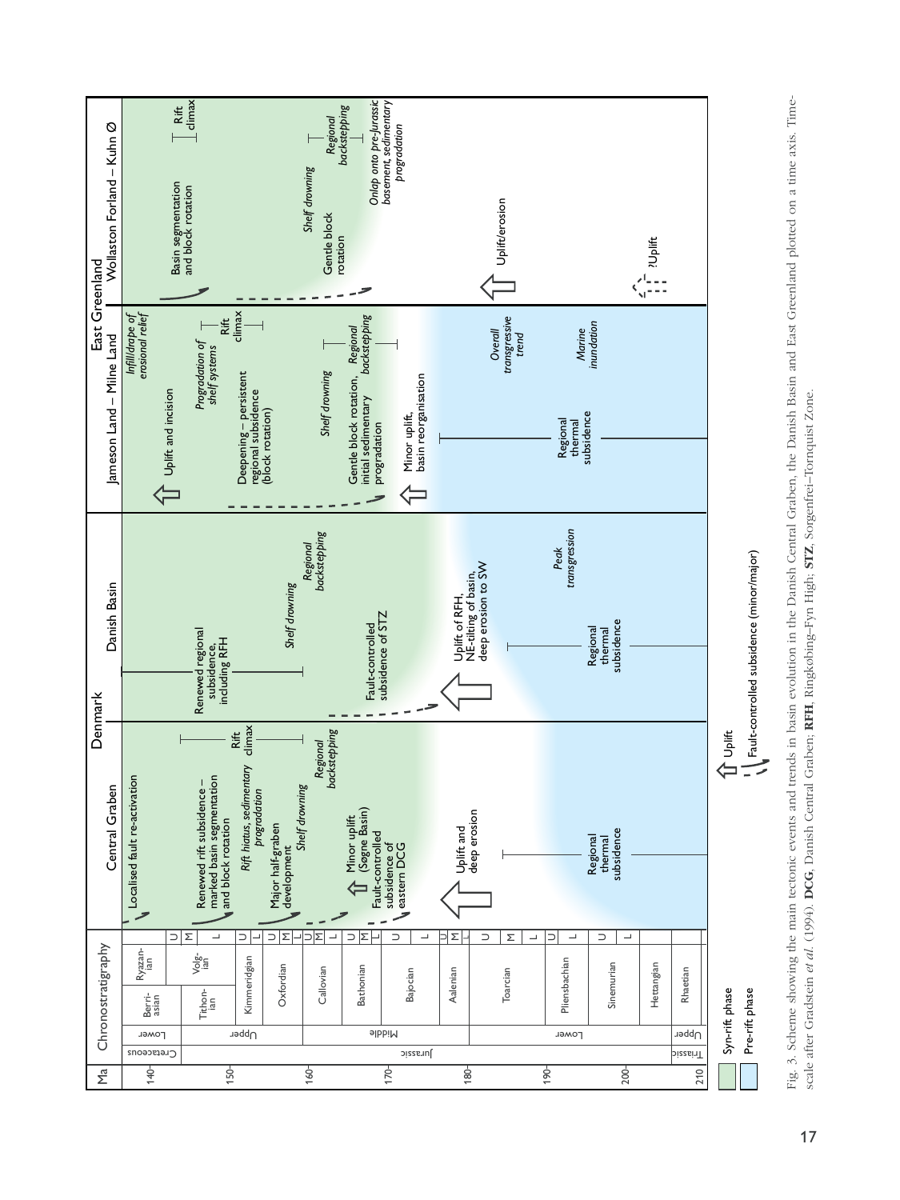**Chronostratigraphy** (Ma, 140–210): Cretaceous – Lower: Ryazanian, Berriasian; Jurassic – Upper: Volgian, Tithonian, Kimmeridgian, Oxfordian; Middle: Callovian, Bathonian, Bajocian, Aalenian; Lower: Toarcian, Pliensbachian, Sinemurian, Hettangian; Triassic – Upper: Rhaetian.

**Denmark – Central Graben**
- Localised fault re-activation
- Renewed rift subsidence – marked basin segmentation and block rotation
- *Rift hiatus, sedimentary progradation*
- Rift climax
- Major half-graben development
- *Shelf drowning*
- *Regional backstepping*
- Minor uplift (Søgne Basin)
- Fault-controlled subsidence of eastern DCG
- Uplift and deep erosion
- Regional thermal subsidence

**Denmark – Danish Basin**
- Renewed regional subsidence, including RFH
- *Shelf drowning*
- *Regional backstepping*
- Fault-controlled subsidence of STZ
- Uplift of RFH, NE-tilting of basin, deep erosion to SW
- *Peak transgression*
- Regional thermal subsidence

**East Greenland – Jameson Land – Milne Land**
- *Infill/drape of erosional relief*
- Uplift and incision
- *Progradation of shelf systems*
- Rift climax
- Deepening – persistent regional subsidence (block rotation)
- *Shelf drowning*
- Gentle block rotation, initial sedimentary progradation
- *Regional backstepping*
- Minor uplift, basin reorganisation
- *Overall transgressive trend*
- *Marine inundation*
- Regional thermal subsidence

**East Greenland – Wollaston Forland – Kuhn Ø**
- Basin segmentation and block rotation
- Rift climax
- *Shelf drowning*
- Gentle block rotation
- *Regional backstepping*
- *Onlap onto pre-Jurassic basement, sedimentary progradation*
- Uplift/erosion
- ?Uplift

Legend: Syn-rift phase; Pre-rift phase; Uplift; Fault-controlled subsidence (minor/major)

Fig. 3. Scheme showing the main tectonic events and trends in basin evolution in the Danish Central Graben, the Danish Basin and East Greenland plotted on a time axis. Time-scale after Gradstein *et al.* (1994). **DCG**, Danish Central Graben; **RFH**, Ringkøbing–Fyn High; **STZ**, Sorgenfrei–Tornquist Zone.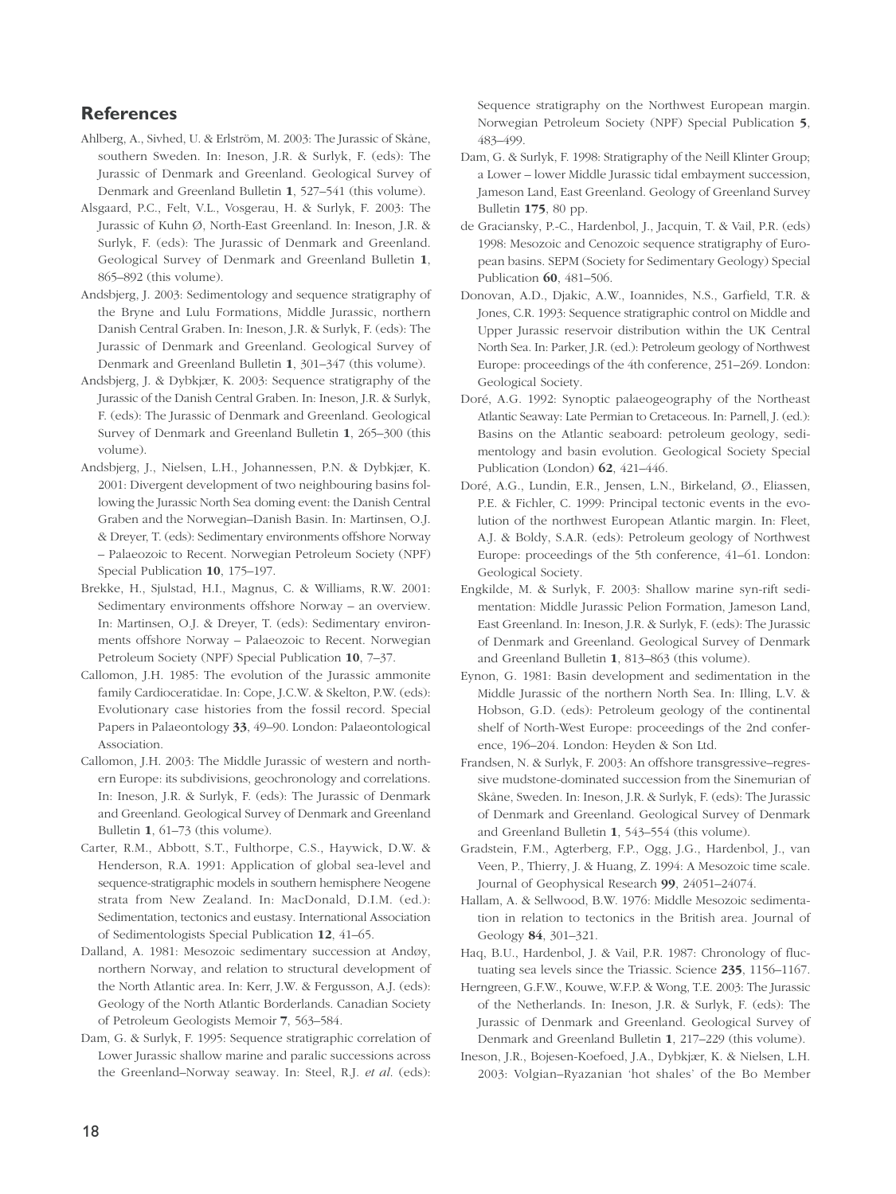## References

Ahlberg, A., Sivhed, U. & Erlström, M. 2003: The Jurassic of Skåne, southern Sweden. In: Ineson, J.R. & Surlyk, F. (eds): The Jurassic of Denmark and Greenland. Geological Survey of Denmark and Greenland Bulletin **1**, 527–541 (this volume).

Alsgaard, P.C., Felt, V.L., Vosgerau, H. & Surlyk, F. 2003: The Jurassic of Kuhn Ø, North-East Greenland. In: Ineson, J.R. & Surlyk, F. (eds): The Jurassic of Denmark and Greenland. Geological Survey of Denmark and Greenland Bulletin **1**, 865–892 (this volume).

Andsbjerg, J. 2003: Sedimentology and sequence stratigraphy of the Bryne and Lulu Formations, Middle Jurassic, northern Danish Central Graben. In: Ineson, J.R. & Surlyk, F. (eds): The Jurassic of Denmark and Greenland. Geological Survey of Denmark and Greenland Bulletin **1**, 301–347 (this volume).

Andsbjerg, J. & Dybkjær, K. 2003: Sequence stratigraphy of the Jurassic of the Danish Central Graben. In: Ineson, J.R. & Surlyk, F. (eds): The Jurassic of Denmark and Greenland. Geological Survey of Denmark and Greenland Bulletin **1**, 265–300 (this volume).

Andsbjerg, J., Nielsen, L.H., Johannessen, P.N. & Dybkjær, K. 2001: Divergent development of two neighbouring basins following the Jurassic North Sea doming event: the Danish Central Graben and the Norwegian–Danish Basin. In: Martinsen, O.J. & Dreyer, T. (eds): Sedimentary environments offshore Norway – Palaeozoic to Recent. Norwegian Petroleum Society (NPF) Special Publication **10**, 175–197.

Brekke, H., Sjulstad, H.I., Magnus, C. & Williams, R.W. 2001: Sedimentary environments offshore Norway – an overview. In: Martinsen, O.J. & Dreyer, T. (eds): Sedimentary environments offshore Norway – Palaeozoic to Recent. Norwegian Petroleum Society (NPF) Special Publication **10**, 7–37.

Callomon, J.H. 1985: The evolution of the Jurassic ammonite family Cardioceratidae. In: Cope, J.C.W. & Skelton, P.W. (eds): Evolutionary case histories from the fossil record. Special Papers in Palaeontology **33**, 49–90. London: Palaeontological Association.

Callomon, J.H. 2003: The Middle Jurassic of western and northern Europe: its subdivisions, geochronology and correlations. In: Ineson, J.R. & Surlyk, F. (eds): The Jurassic of Denmark and Greenland. Geological Survey of Denmark and Greenland Bulletin **1**, 61–73 (this volume).

Carter, R.M., Abbott, S.T., Fulthorpe, C.S., Haywick, D.W. & Henderson, R.A. 1991: Application of global sea-level and sequence-stratigraphic models in southern hemisphere Neogene strata from New Zealand. In: MacDonald, D.I.M. (ed.): Sedimentation, tectonics and eustasy. International Association of Sedimentologists Special Publication **12**, 41–65.

Dalland, A. 1981: Mesozoic sedimentary succession at Andøy, northern Norway, and relation to structural development of the North Atlantic area. In: Kerr, J.W. & Fergusson, A.J. (eds): Geology of the North Atlantic Borderlands. Canadian Society of Petroleum Geologists Memoir **7**, 563–584.

Dam, G. & Surlyk, F. 1995: Sequence stratigraphic correlation of Lower Jurassic shallow marine and paralic successions across the Greenland–Norway seaway. In: Steel, R.J. *et al.* (eds): Sequence stratigraphy on the Northwest European margin. Norwegian Petroleum Society (NPF) Special Publication **5**, 483–499.

Dam, G. & Surlyk, F. 1998: Stratigraphy of the Neill Klinter Group; a Lower – lower Middle Jurassic tidal embayment succession, Jameson Land, East Greenland. Geology of Greenland Survey Bulletin **175**, 80 pp.

de Graciansky, P.-C., Hardenbol, J., Jacquin, T. & Vail, P.R. (eds) 1998: Mesozoic and Cenozoic sequence stratigraphy of European basins. SEPM (Society for Sedimentary Geology) Special Publication **60**, 481–506.

Donovan, A.D., Djakic, A.W., Ioannides, N.S., Garfield, T.R. & Jones, C.R. 1993: Sequence stratigraphic control on Middle and Upper Jurassic reservoir distribution within the UK Central North Sea. In: Parker, J.R. (ed.): Petroleum geology of Northwest Europe: proceedings of the 4th conference, 251–269. London: Geological Society.

Doré, A.G. 1992: Synoptic palaeogeography of the Northeast Atlantic Seaway: Late Permian to Cretaceous. In: Parnell, J. (ed.): Basins on the Atlantic seaboard: petroleum geology, sedimentology and basin evolution. Geological Society Special Publication (London) **62**, 421–446.

Doré, A.G., Lundin, E.R., Jensen, L.N., Birkeland, Ø., Eliassen, P.E. & Fichler, C. 1999: Principal tectonic events in the evolution of the northwest European Atlantic margin. In: Fleet, A.J. & Boldy, S.A.R. (eds): Petroleum geology of Northwest Europe: proceedings of the 5th conference, 41–61. London: Geological Society.

Engkilde, M. & Surlyk, F. 2003: Shallow marine syn-rift sedimentation: Middle Jurassic Pelion Formation, Jameson Land, East Greenland. In: Ineson, J.R. & Surlyk, F. (eds): The Jurassic of Denmark and Greenland. Geological Survey of Denmark and Greenland Bulletin **1**, 813–863 (this volume).

Eynon, G. 1981: Basin development and sedimentation in the Middle Jurassic of the northern North Sea. In: Illing, L.V. & Hobson, G.D. (eds): Petroleum geology of the continental shelf of North-West Europe: proceedings of the 2nd conference, 196–204. London: Heyden & Son Ltd.

Frandsen, N. & Surlyk, F. 2003: An offshore transgressive–regressive mudstone-dominated succession from the Sinemurian of Skåne, Sweden. In: Ineson, J.R. & Surlyk, F. (eds): The Jurassic of Denmark and Greenland. Geological Survey of Denmark and Greenland Bulletin **1**, 543–554 (this volume).

Gradstein, F.M., Agterberg, F.P., Ogg, J.G., Hardenbol, J., van Veen, P., Thierry, J. & Huang, Z. 1994: A Mesozoic time scale. Journal of Geophysical Research **99**, 24051–24074.

Hallam, A. & Sellwood, B.W. 1976: Middle Mesozoic sedimentation in relation to tectonics in the British area. Journal of Geology **84**, 301–321.

Haq, B.U., Hardenbol, J. & Vail, P.R. 1987: Chronology of fluctuating sea levels since the Triassic. Science **235**, 1156–1167.

Herngreen, G.F.W., Kouwe, W.F.P. & Wong, T.E. 2003: The Jurassic of the Netherlands. In: Ineson, J.R. & Surlyk, F. (eds): The Jurassic of Denmark and Greenland. Geological Survey of Denmark and Greenland Bulletin **1**, 217–229 (this volume).

Ineson, J.R., Bojesen-Koefoed, J.A., Dybkjær, K. & Nielsen, L.H. 2003: Volgian–Ryazanian 'hot shales' of the Bo Member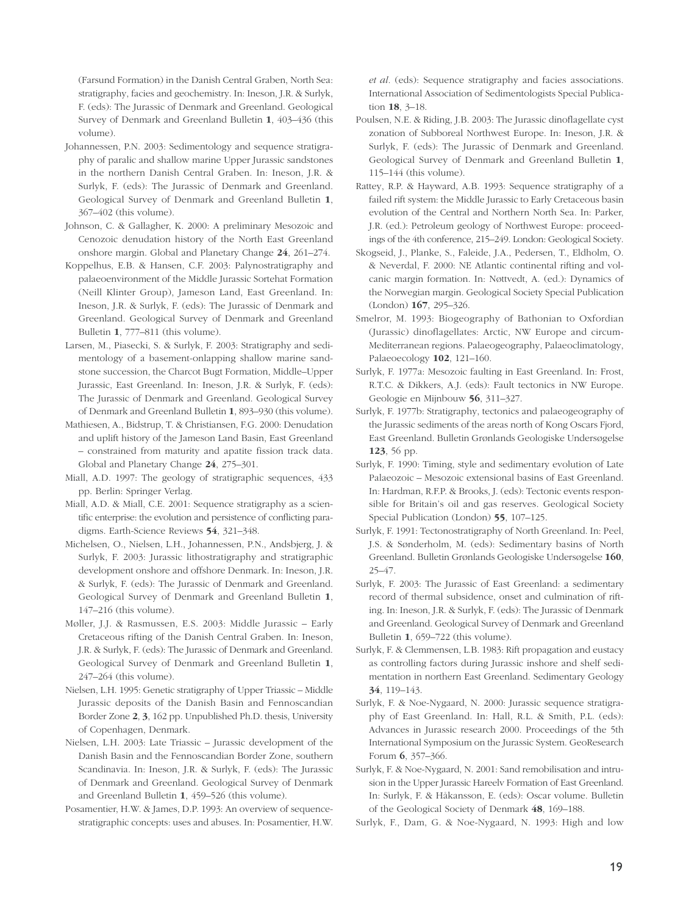(Farsund Formation) in the Danish Central Graben, North Sea: stratigraphy, facies and geochemistry. In: Ineson, J.R. & Surlyk, F. (eds): The Jurassic of Denmark and Greenland. Geological Survey of Denmark and Greenland Bulletin **1**, 403–436 (this volume).

Johannessen, P.N. 2003: Sedimentology and sequence stratigraphy of paralic and shallow marine Upper Jurassic sandstones in the northern Danish Central Graben. In: Ineson, J.R. & Surlyk, F. (eds): The Jurassic of Denmark and Greenland. Geological Survey of Denmark and Greenland Bulletin **1**, 367–402 (this volume).

Johnson, C. & Gallagher, K. 2000: A preliminary Mesozoic and Cenozoic denudation history of the North East Greenland onshore margin. Global and Planetary Change **24**, 261–274.

Koppelhus, E.B. & Hansen, C.F. 2003: Palynostratigraphy and palaeoenvironment of the Middle Jurassic Sortehat Formation (Neill Klinter Group), Jameson Land, East Greenland. In: Ineson, J.R. & Surlyk, F. (eds): The Jurassic of Denmark and Greenland. Geological Survey of Denmark and Greenland Bulletin **1**, 777–811 (this volume).

Larsen, M., Piasecki, S. & Surlyk, F. 2003: Stratigraphy and sedimentology of a basement-onlapping shallow marine sandstone succession, the Charcot Bugt Formation, Middle–Upper Jurassic, East Greenland. In: Ineson, J.R. & Surlyk, F. (eds): The Jurassic of Denmark and Greenland. Geological Survey of Denmark and Greenland Bulletin **1**, 893–930 (this volume).

Mathiesen, A., Bidstrup, T. & Christiansen, F.G. 2000: Denudation and uplift history of the Jameson Land Basin, East Greenland – constrained from maturity and apatite fission track data. Global and Planetary Change **24**, 275–301.

Miall, A.D. 1997: The geology of stratigraphic sequences, 433 pp. Berlin: Springer Verlag.

Miall, A.D. & Miall, C.E. 2001: Sequence stratigraphy as a scientific enterprise: the evolution and persistence of conflicting paradigms. Earth-Science Reviews **54**, 321–348.

Michelsen, O., Nielsen, L.H., Johannessen, P.N., Andsbjerg, J. & Surlyk, F. 2003: Jurassic lithostratigraphy and stratigraphic development onshore and offshore Denmark. In: Ineson, J.R. & Surlyk, F. (eds): The Jurassic of Denmark and Greenland. Geological Survey of Denmark and Greenland Bulletin **1**, 147–216 (this volume).

Møller, J.J. & Rasmussen, E.S. 2003: Middle Jurassic – Early Cretaceous rifting of the Danish Central Graben. In: Ineson, J.R. & Surlyk, F. (eds): The Jurassic of Denmark and Greenland. Geological Survey of Denmark and Greenland Bulletin **1**, 247–264 (this volume).

Nielsen, L.H. 1995: Genetic stratigraphy of Upper Triassic – Middle Jurassic deposits of the Danish Basin and Fennoscandian Border Zone **2**, **3**, 162 pp. Unpublished Ph.D. thesis, University of Copenhagen, Denmark.

Nielsen, L.H. 2003: Late Triassic – Jurassic development of the Danish Basin and the Fennoscandian Border Zone, southern Scandinavia. In: Ineson, J.R. & Surlyk, F. (eds): The Jurassic of Denmark and Greenland. Geological Survey of Denmark and Greenland Bulletin **1**, 459–526 (this volume).

Posamentier, H.W. & James, D.P. 1993: An overview of sequence-stratigraphic concepts: uses and abuses. In: Posamentier, H.W. *et al.* (eds): Sequence stratigraphy and facies associations. International Association of Sedimentologists Special Publication **18**, 3–18.

Poulsen, N.E. & Riding, J.B. 2003: The Jurassic dinoflagellate cyst zonation of Subboreal Northwest Europe. In: Ineson, J.R. & Surlyk, F. (eds): The Jurassic of Denmark and Greenland. Geological Survey of Denmark and Greenland Bulletin **1**, 115–144 (this volume).

Rattey, R.P. & Hayward, A.B. 1993: Sequence stratigraphy of a failed rift system: the Middle Jurassic to Early Cretaceous basin evolution of the Central and Northern North Sea. In: Parker, J.R. (ed.): Petroleum geology of Northwest Europe: proceedings of the 4th conference, 215–249. London: Geological Society.

Skogseid, J., Planke, S., Faleide, J.A., Pedersen, T., Eldholm, O. & Neverdal, F. 2000: NE Atlantic continental rifting and volcanic margin formation. In: Nøttvedt, A. (ed.): Dynamics of the Norwegian margin. Geological Society Special Publication (London) **167**, 295–326.

Smelror, M. 1993: Biogeography of Bathonian to Oxfordian (Jurassic) dinoflagellates: Arctic, NW Europe and circum-Mediterranean regions. Palaeogeography, Palaeoclimatology, Palaeoecology **102**, 121–160.

Surlyk, F. 1977a: Mesozoic faulting in East Greenland. In: Frost, R.T.C. & Dikkers, A.J. (eds): Fault tectonics in NW Europe. Geologie en Mijnbouw **56**, 311–327.

Surlyk, F. 1977b: Stratigraphy, tectonics and palaeogeography of the Jurassic sediments of the areas north of Kong Oscars Fjord, East Greenland. Bulletin Grønlands Geologiske Undersøgelse **123**, 56 pp.

Surlyk, F. 1990: Timing, style and sedimentary evolution of Late Palaeozoic – Mesozoic extensional basins of East Greenland. In: Hardman, R.F.P. & Brooks, J. (eds): Tectonic events responsible for Britain's oil and gas reserves. Geological Society Special Publication (London) **55**, 107–125.

Surlyk, F. 1991: Tectonostratigraphy of North Greenland. In: Peel, J.S. & Sønderholm, M. (eds): Sedimentary basins of North Greenland. Bulletin Grønlands Geologiske Undersøgelse **160**, 25–47.

Surlyk, F. 2003: The Jurassic of East Greenland: a sedimentary record of thermal subsidence, onset and culmination of rifting. In: Ineson, J.R. & Surlyk, F. (eds): The Jurassic of Denmark and Greenland. Geological Survey of Denmark and Greenland Bulletin **1**, 659–722 (this volume).

Surlyk, F. & Clemmensen, L.B. 1983: Rift propagation and eustacy as controlling factors during Jurassic inshore and shelf sedimentation in northern East Greenland. Sedimentary Geology **34**, 119–143.

Surlyk, F. & Noe-Nygaard, N. 2000: Jurassic sequence stratigraphy of East Greenland. In: Hall, R.L. & Smith, P.L. (eds): Advances in Jurassic research 2000. Proceedings of the 5th International Symposium on the Jurassic System. GeoResearch Forum **6**, 357–366.

Surlyk, F. & Noe-Nygaard, N. 2001: Sand remobilisation and intrusion in the Upper Jurassic Hareelv Formation of East Greenland. In: Surlyk, F. & Håkansson, E. (eds): Oscar volume. Bulletin of the Geological Society of Denmark **48**, 169–188.

Surlyk, F., Dam, G. & Noe-Nygaard, N. 1993: High and low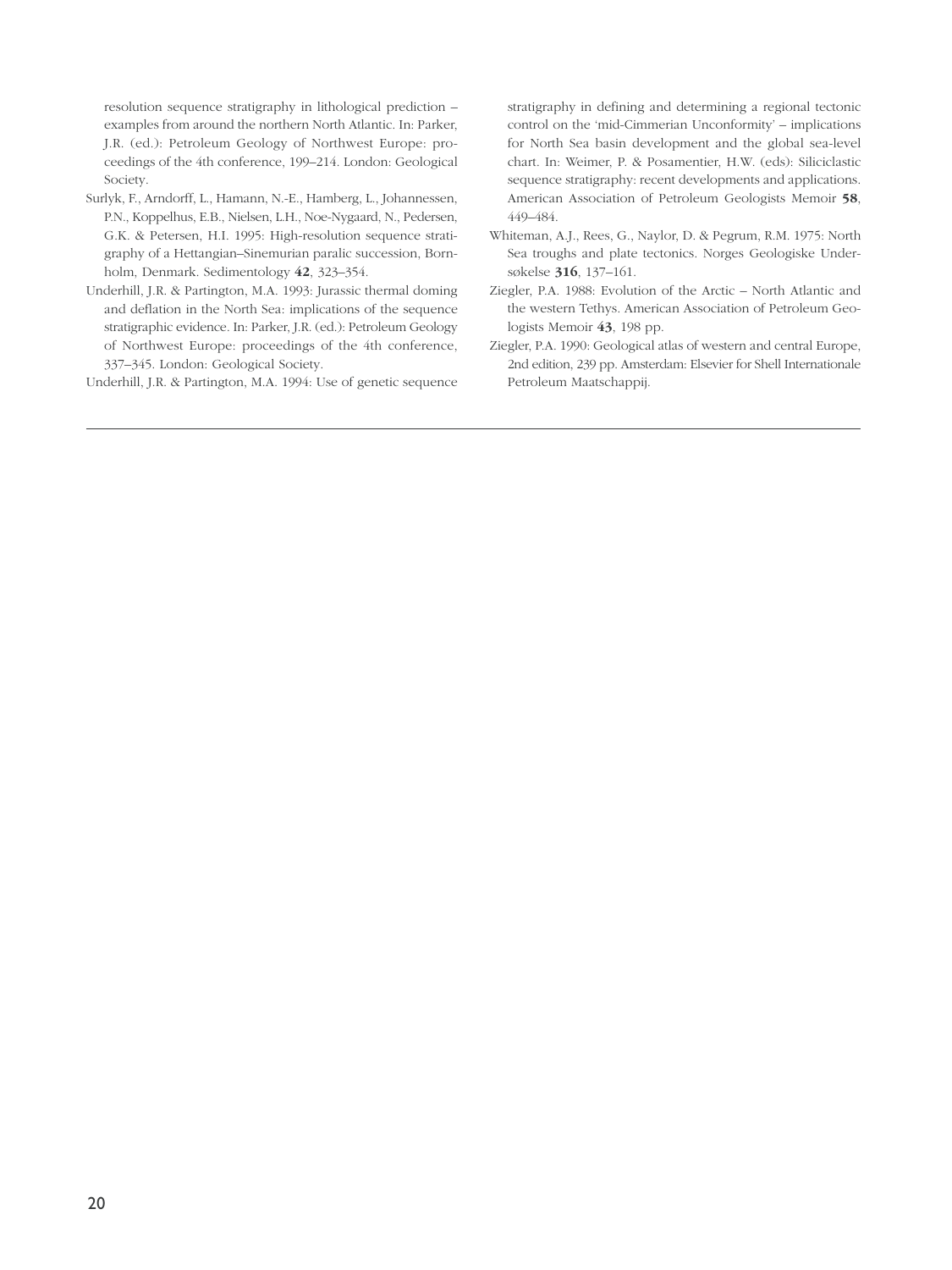resolution sequence stratigraphy in lithological prediction – examples from around the northern North Atlantic. In: Parker, J.R. (ed.): Petroleum Geology of Northwest Europe: proceedings of the 4th conference, 199–214. London: Geological Society.

Surlyk, F., Arndorff, L., Hamann, N.-E., Hamberg, L., Johannessen, P.N., Koppelhus, E.B., Nielsen, L.H., Noe-Nygaard, N., Pedersen, G.K. & Petersen, H.I. 1995: High-resolution sequence stratigraphy of a Hettangian–Sinemurian paralic succession, Bornholm, Denmark. Sedimentology **42**, 323–354.

Underhill, J.R. & Partington, M.A. 1993: Jurassic thermal doming and deflation in the North Sea: implications of the sequence stratigraphic evidence. In: Parker, J.R. (ed.): Petroleum Geology of Northwest Europe: proceedings of the 4th conference, 337–345. London: Geological Society.

Underhill, J.R. & Partington, M.A. 1994: Use of genetic sequence stratigraphy in defining and determining a regional tectonic control on the 'mid-Cimmerian Unconformity' – implications for North Sea basin development and the global sea-level chart. In: Weimer, P. & Posamentier, H.W. (eds): Siliciclastic sequence stratigraphy: recent developments and applications. American Association of Petroleum Geologists Memoir **58**, 449–484.

Whiteman, A.J., Rees, G., Naylor, D. & Pegrum, R.M. 1975: North Sea troughs and plate tectonics. Norges Geologiske Undersøkelse **316**, 137–161.

Ziegler, P.A. 1988: Evolution of the Arctic – North Atlantic and the western Tethys. American Association of Petroleum Geologists Memoir **43**, 198 pp.

Ziegler, P.A. 1990: Geological atlas of western and central Europe, 2nd edition, 239 pp. Amsterdam: Elsevier for Shell Internationale Petroleum Maatschappij.